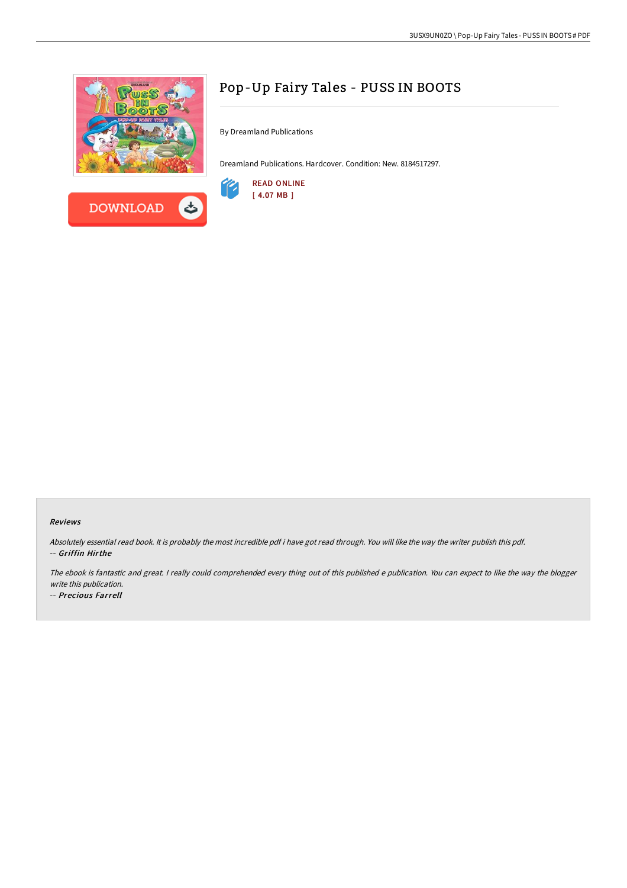# Pop-Up Fairy Tales - PUSS IN BOOTS

By Dreamland Publications

Dreamland Publications. Hardcover. Condition: New. 8184517297.

READ ONLINE
[ 4.07 MB ]

### Reviews

*Absolutely essential read book. It is probably the most incredible pdf i have got read through. You will like the way the writer publish this pdf.*
-- ***Griffin Hirthe***

*The ebook is fantastic and great. I really could comprehended every thing out of this published e publication. You can expect to like the way the blogger write this publication.*
-- ***Precious Farrell***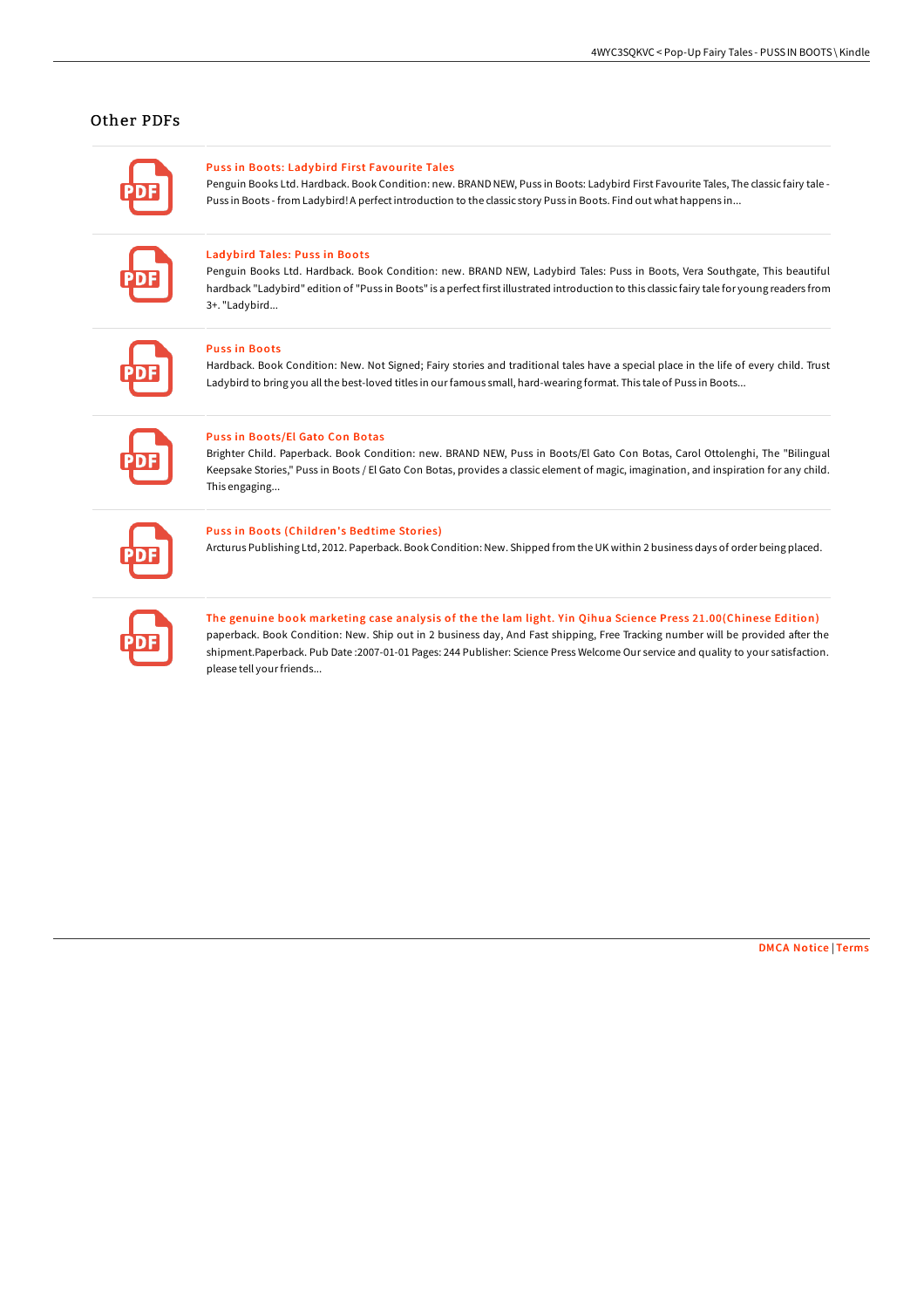## Other PDFs

### Puss in Boots: Ladybird First Favourite Tales

Penguin Books Ltd. Hardback. Book Condition: new. BRAND NEW, Puss in Boots: Ladybird First Favourite Tales, The classic fairy tale - Puss in Boots - from Ladybird! A perfect introduction to the classic story Puss in Boots. Find out what happens in...

### Ladybird Tales: Puss in Boots

Penguin Books Ltd. Hardback. Book Condition: new. BRAND NEW, Ladybird Tales: Puss in Boots, Vera Southgate, This beautiful hardback "Ladybird" edition of "Puss in Boots" is a perfect first illustrated introduction to this classic fairy tale for young readers from 3+. "Ladybird...

### Puss in Boots

Hardback. Book Condition: New. Not Signed; Fairy stories and traditional tales have a special place in the life of every child. Trust Ladybird to bring you all the best-loved titles in our famous small, hard-wearing format. This tale of Puss in Boots...

### Puss in Boots/El Gato Con Botas

Brighter Child. Paperback. Book Condition: new. BRAND NEW, Puss in Boots/El Gato Con Botas, Carol Ottolenghi, The "Bilingual Keepsake Stories," Puss in Boots / El Gato Con Botas, provides a classic element of magic, imagination, and inspiration for any child. This engaging...

### Puss in Boots (Children's Bedtime Stories)

Arcturus Publishing Ltd, 2012. Paperback. Book Condition: New. Shipped from the UK within 2 business days of order being placed.

### The genuine book marketing case analysis of the the lam light. Yin Qihua Science Press 21.00(Chinese Edition)

paperback. Book Condition: New. Ship out in 2 business day, And Fast shipping, Free Tracking number will be provided after the shipment.Paperback. Pub Date :2007-01-01 Pages: 244 Publisher: Science Press Welcome Our service and quality to your satisfaction. please tell your friends...

DMCA Notice | Terms